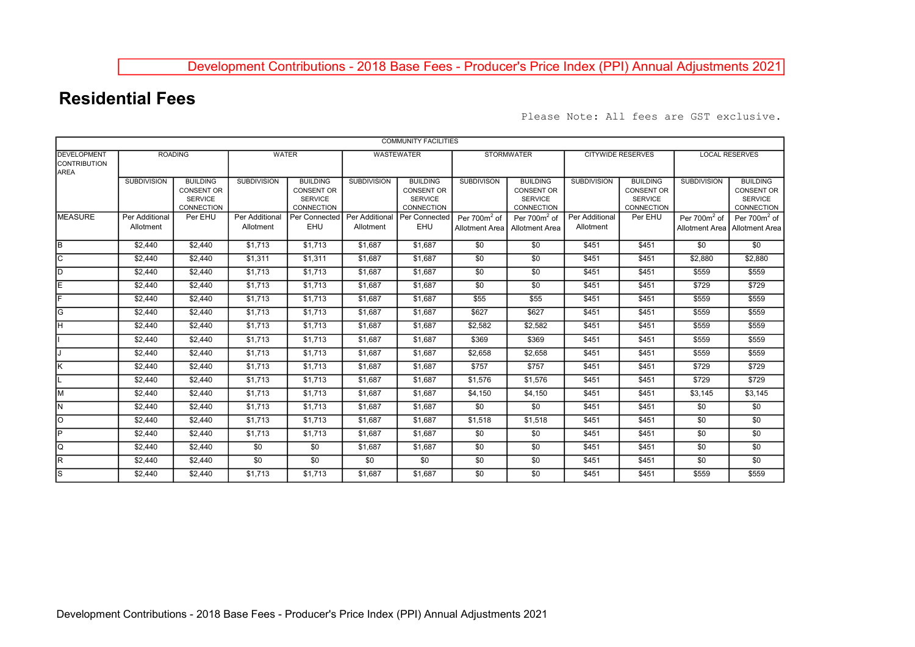Development Contributions - 2018 Base Fees - Producer's Price Index (PPI) Annual Adjustments 2021

# Residential Fees

Please Note: All fees are GST exclusive.

| COMMUNITY FACILITIES | | | | | | | | | | | | |
|---|---|---|---|---|---|---|---|---|---|---|---|---|
| DEVELOPMENT CONTRIBUTION AREA | ROADING | | WATER | | WASTEWATER | | STORMWATER | | CITYWIDE RESERVES | | LOCAL RESERVES | |
| | SUBDIVISION | BUILDING CONSENT OR SERVICE CONNECTION | SUBDIVISION | BUILDING CONSENT OR SERVICE CONNECTION | SUBDIVISION | BUILDING CONSENT OR SERVICE CONNECTION | SUBDIVISON | BUILDING CONSENT OR SERVICE CONNECTION | SUBDIVISION | BUILDING CONSENT OR SERVICE CONNECTION | SUBDIVISION | BUILDING CONSENT OR SERVICE CONNECTION |
| MEASURE | Per Additional Allotment | Per EHU | Per Additional Allotment | Per Connected EHU | Per Additional Allotment | Per Connected EHU | Per 700m$^2$ of Allotment Area | Per 700m$^2$ of Allotment Area | Per Additional Allotment | Per EHU | Per 700m$^2$ of Allotment Area | Per 700m$^2$ of Allotment Area |
| B | $2,440 | $2,440 | $1,713 | $1,713 | $1,687 | $1,687 | $0 | $0 | $451 | $451 | $0 | $0 |
| C | $2,440 | $2,440 | $1,311 | $1,311 | $1,687 | $1,687 | $0 | $0 | $451 | $451 | $2,880 | $2,880 |
| D | $2,440 | $2,440 | $1,713 | $1,713 | $1,687 | $1,687 | $0 | $0 | $451 | $451 | $559 | $559 |
| E | $2,440 | $2,440 | $1,713 | $1,713 | $1,687 | $1,687 | $0 | $0 | $451 | $451 | $729 | $729 |
| F | $2,440 | $2,440 | $1,713 | $1,713 | $1,687 | $1,687 | $55 | $55 | $451 | $451 | $559 | $559 |
| G | $2,440 | $2,440 | $1,713 | $1,713 | $1,687 | $1,687 | $627 | $627 | $451 | $451 | $559 | $559 |
| H | $2,440 | $2,440 | $1,713 | $1,713 | $1,687 | $1,687 | $2,582 | $2,582 | $451 | $451 | $559 | $559 |
| I | $2,440 | $2,440 | $1,713 | $1,713 | $1,687 | $1,687 | $369 | $369 | $451 | $451 | $559 | $559 |
| J | $2,440 | $2,440 | $1,713 | $1,713 | $1,687 | $1,687 | $2,658 | $2,658 | $451 | $451 | $559 | $559 |
| K | $2,440 | $2,440 | $1,713 | $1,713 | $1,687 | $1,687 | $757 | $757 | $451 | $451 | $729 | $729 |
| L | $2,440 | $2,440 | $1,713 | $1,713 | $1,687 | $1,687 | $1,576 | $1,576 | $451 | $451 | $729 | $729 |
| M | $2,440 | $2,440 | $1,713 | $1,713 | $1,687 | $1,687 | $4,150 | $4,150 | $451 | $451 | $3,145 | $3,145 |
| N | $2,440 | $2,440 | $1,713 | $1,713 | $1,687 | $1,687 | $0 | $0 | $451 | $451 | $0 | $0 |
| O | $2,440 | $2,440 | $1,713 | $1,713 | $1,687 | $1,687 | $1,518 | $1,518 | $451 | $451 | $0 | $0 |
| P | $2,440 | $2,440 | $1,713 | $1,713 | $1,687 | $1,687 | $0 | $0 | $451 | $451 | $0 | $0 |
| Q | $2,440 | $2,440 | $0 | $0 | $1,687 | $1,687 | $0 | $0 | $451 | $451 | $0 | $0 |
| R | $2,440 | $2,440 | $0 | $0 | $0 | $0 | $0 | $0 | $451 | $451 | $0 | $0 |
| S | $2,440 | $2,440 | $1,713 | $1,713 | $1,687 | $1,687 | $0 | $0 | $451 | $451 | $559 | $559 |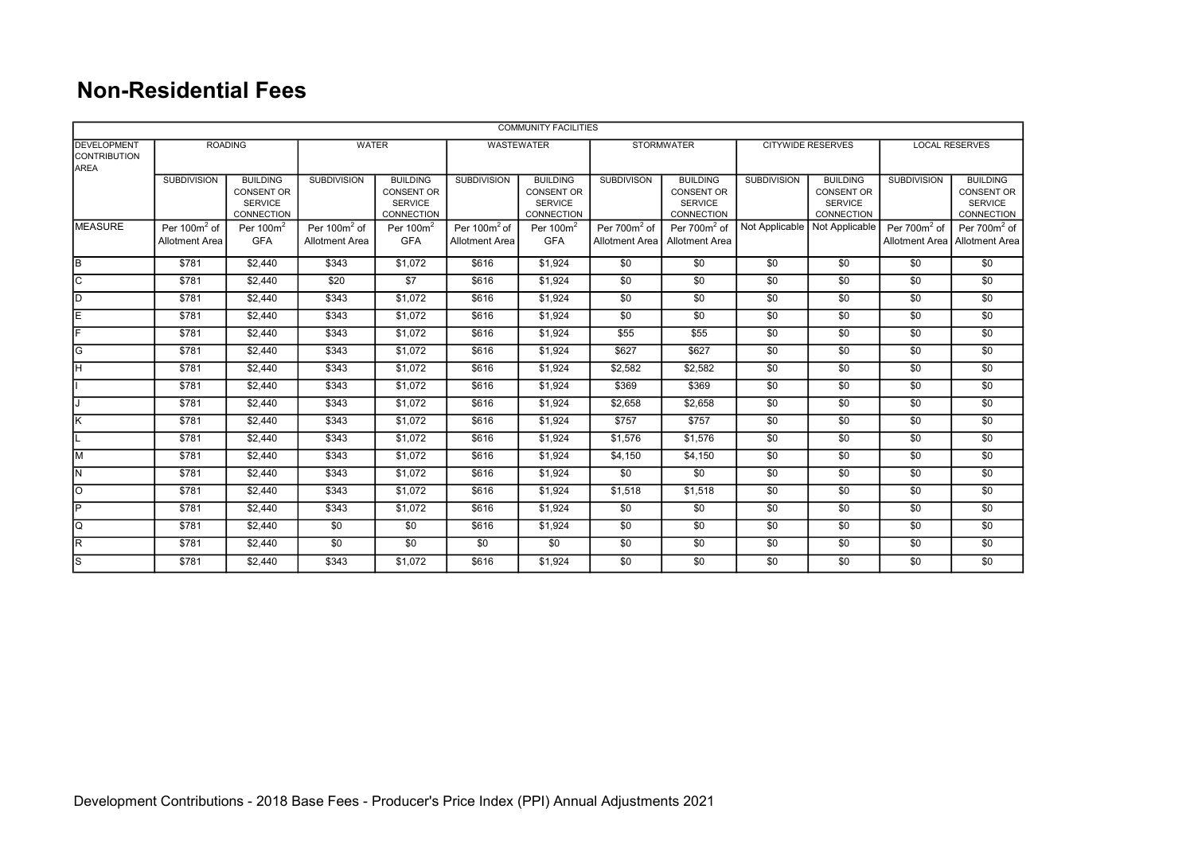## Non-Residential Fees

| COMMUNITY FACILITIES | | | | | | | | | | | | |
|---|---|---|---|---|---|---|---|---|---|---|---|---|
| DEVELOPMENT CONTRIBUTION AREA | ROADING | | WATER | | WASTEWATER | | STORMWATER | | CITYWIDE RESERVES | | LOCAL RESERVES | |
| | SUBDIVISION | BUILDING CONSENT OR SERVICE CONNECTION | SUBDIVISION | BUILDING CONSENT OR SERVICE CONNECTION | SUBDIVISION | BUILDING CONSENT OR SERVICE CONNECTION | SUBDIVSON | BUILDING CONSENT OR SERVICE CONNECTION | SUBDIVISION | BUILDING CONSENT OR SERVICE CONNECTION | SUBDIVISION | BUILDING CONSENT OR SERVICE CONNECTION |
| MEASURE | Per 100m$^2$ of Allotment Area | Per 100m$^2$ GFA | Per 100m$^2$ of Allotment Area | Per 100m$^2$ GFA | Per 100m$^2$ of Allotment Area | Per 100m$^2$ GFA | Per 700m$^2$ of Allotment Area | Per 700m$^2$ of Allotment Area | Not Applicable | Not Applicable | Per 700m$^2$ of Allotment Area | Per 700m$^2$ of Allotment Area |
| B | $781 | $2,440 | $343 | $1,072 | $616 | $1,924 | $0 | $0 | $0 | $0 | $0 | $0 |
| C | $781 | $2,440 | $20 | $7 | $616 | $1,924 | $0 | $0 | $0 | $0 | $0 | $0 |
| D | $781 | $2,440 | $343 | $1,072 | $616 | $1,924 | $0 | $0 | $0 | $0 | $0 | $0 |
| E | $781 | $2,440 | $343 | $1,072 | $616 | $1,924 | $0 | $0 | $0 | $0 | $0 | $0 |
| F | $781 | $2,440 | $343 | $1,072 | $616 | $1,924 | $55 | $55 | $0 | $0 | $0 | $0 |
| G | $781 | $2,440 | $343 | $1,072 | $616 | $1,924 | $627 | $627 | $0 | $0 | $0 | $0 |
| H | $781 | $2,440 | $343 | $1,072 | $616 | $1,924 | $2,582 | $2,582 | $0 | $0 | $0 | $0 |
| I | $781 | $2,440 | $343 | $1,072 | $616 | $1,924 | $369 | $369 | $0 | $0 | $0 | $0 |
| J | $781 | $2,440 | $343 | $1,072 | $616 | $1,924 | $2,658 | $2,658 | $0 | $0 | $0 | $0 |
| K | $781 | $2,440 | $343 | $1,072 | $616 | $1,924 | $757 | $757 | $0 | $0 | $0 | $0 |
| L | $781 | $2,440 | $343 | $1,072 | $616 | $1,924 | $1,576 | $1,576 | $0 | $0 | $0 | $0 |
| M | $781 | $2,440 | $343 | $1,072 | $616 | $1,924 | $4,150 | $4,150 | $0 | $0 | $0 | $0 |
| N | $781 | $2,440 | $343 | $1,072 | $616 | $1,924 | $0 | $0 | $0 | $0 | $0 | $0 |
| O | $781 | $2,440 | $343 | $1,072 | $616 | $1,924 | $1,518 | $1,518 | $0 | $0 | $0 | $0 |
| P | $781 | $2,440 | $343 | $1,072 | $616 | $1,924 | $0 | $0 | $0 | $0 | $0 | $0 |
| Q | $781 | $2,440 | $0 | $0 | $616 | $1,924 | $0 | $0 | $0 | $0 | $0 | $0 |
| R | $781 | $2,440 | $0 | $0 | $0 | $0 | $0 | $0 | $0 | $0 | $0 | $0 |
| S | $781 | $2,440 | $343 | $1,072 | $616 | $1,924 | $0 | $0 | $0 | $0 | $0 | $0 |

Development Contributions - 2018 Base Fees - Producer's Price Index (PPI) Annual Adjustments 2021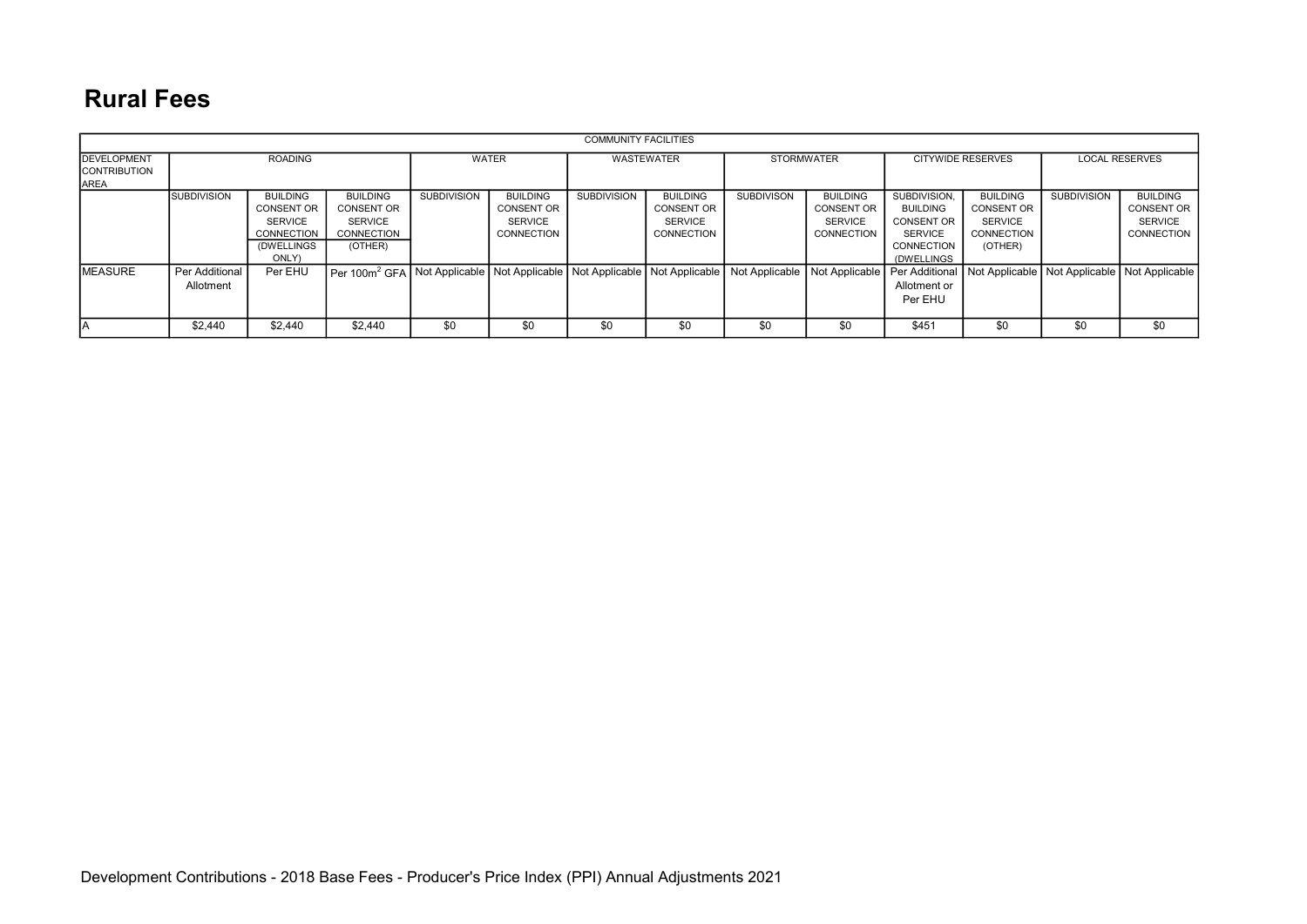## Rural Fees

| | COMMUNITY FACILITIES | | | | | | | | | | | | |
|---|---|---|---|---|---|---|---|---|---|---|---|---|---|
| DEVELOPMENT CONTRIBUTION AREA | ROADING | | | WATER | | WASTEWATER | | STORMWATER | | CITYWIDE RESERVES | | LOCAL RESERVES | |
| | SUBDIVISION | BUILDING CONSENT OR SERVICE CONNECTION (DWELLINGS ONLY) | BUILDING CONSENT OR SERVICE CONNECTION (OTHER) | SUBDIVISION | BUILDING CONSENT OR SERVICE CONNECTION | SUBDIVISION | BUILDING CONSENT OR SERVICE CONNECTION | SUBDIVISON | BUILDING CONSENT OR SERVICE CONNECTION | SUBDIVISION, BUILDING CONSENT OR SERVICE CONNECTION (DWELLINGS | BUILDING CONSENT OR SERVICE CONNECTION (OTHER) | SUBDIVISION | BUILDING CONSENT OR SERVICE CONNECTION |
| MEASURE | Per Additional Allotment | Per EHU | Per $100m^2$ GFA | Not Applicable | Not Applicable | Not Applicable | Not Applicable | Not Applicable | Not Applicable | Per Additional Allotment or Per EHU | Not Applicable | Not Applicable | Not Applicable |
| A | $2,440 | $2,440 | $2,440 | $0 | $0 | $0 | $0 | $0 | $0 | $451 | $0 | $0 | $0 |

Development Contributions - 2018 Base Fees - Producer's Price Index (PPI) Annual Adjustments 2021